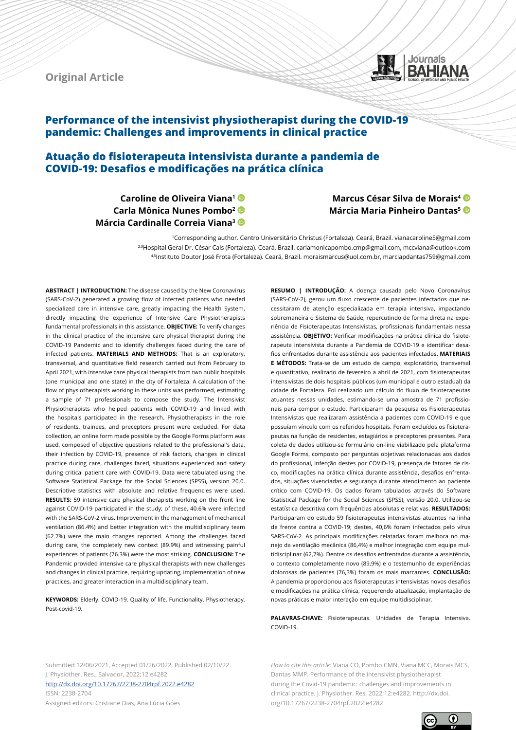Original Article

# Performance of the intensivist physiotherapist during the COVID-19 pandemic: Challenges and improvements in clinical practice

# Atuação do fisioterapeuta intensivista durante a pandemia de COVID-19: Desafios e modificações na prática clínica

**Caroline de Oliveira Viana[1]**
**Carla Mônica Nunes Pombo[2]**
**Márcia Cardinalle Correia Viana[3]**
**Marcus César Silva de Morais[4]**
**Márcia Maria Pinheiro Dantas[5]**

[1]Corresponding author. Centro Universitário Christus (Fortaleza). Ceará, Brazil. vianacaroline5@gmail.com
[2,3]Hospital Geral Dr. César Cals (Fortaleza). Ceará, Brazil. carlamonicapombo.cmp@gmail.com, mccviana@outlook.com
[4,5]Instituto Doutor José Frota (Fortaleza). Ceará, Brazil. moraismarcus@uol.com.br, marciapdantas759@gmail.com

**ABSTRACT | INTRODUCTION:** The disease caused by the New Coronavirus (SARS-CoV-2) generated a growing flow of infected patients who needed specialized care in intensive care, greatly impacting the Health System, directly impacting the experience of Intensive Care Physiotherapists fundamental professionals in this assistance. **OBJECTIVE:** To verify changes in the clinical practice of the intensive care physical therapist during the COVID-19 Pandemic and to identify challenges faced during the care of infected patients. **MATERIALS AND METHODS:** That is an exploratory, transversal, and quantitative field research carried out from February to April 2021, with intensive care physical therapists from two public hospitals (one municipal and one state) in the city of Fortaleza. A calculation of the flow of physiotherapists working in these units was performed, estimating a sample of 71 professionals to compose the study. The Intensivist Physiotherapists who helped patients with COVID-19 and linked with the hospitals participated in the research. Physiotherapists in the role of residents, trainees, and preceptors present were excluded. For data collection, an online form made possible by the Google Forms platform was used, composed of objective questions related to the professional's data, their infection by COVID-19, presence of risk factors, changes in clinical practice during care, challenges faced, situations experienced and safety during critical patient care with COVID-19. Data were tabulated using the Software Statistical Package for the Social Sciences (SPSS), version 20.0. Descriptive statistics with absolute and relative frequencies were used. **RESULTS:** 59 intensive care physical therapists working on the front line against COVID-19 participated in the study; of these, 40.6% were infected with the SARS-CoV-2 virus. Improvement in the management of mechanical ventilation (86.4%) and better integration with the multidisciplinary team (62.7%) were the main changes reported. Among the challenges faced during care, the completely new context (89.9%) and witnessing painful experiences of patients (76.3%) were the most striking. **CONCLUSION:** The Pandemic provided intensive care physical therapists with new challenges and changes in clinical practice, requiring updating, implementation of new practices, and greater interaction in a multidisciplinary team.

**KEYWORDS:** Elderly. COVID-19. Quality of life. Functionality. Physiotherapy. Post-covid-19.

**RESUMO | INTRODUÇÃO:** A doença causada pelo Novo Coronavírus (SARS-CoV-2), gerou um fluxo crescente de pacientes infectados que necessitaram de atenção especializada em terapia intensiva, impactando sobremaneira o Sistema de Saúde, repercutindo de forma direta na experiência de Fisioterapeutas Intensivistas, profissionais fundamentais nessa assistência. **OBJETIVO:** Verificar modificações na prática clínica do fisioterapeuta intensivista durante a Pandemia de COVID-19 e identificar desafios enfrentados durante assistência aos pacientes infectados. **MATERIAIS E MÉTODOS:** Trata-se de um estudo de campo, exploratório, transversal e quantitativo, realizado de fevereiro a abril de 2021, com fisioterapeutas intensivistas de dois hospitais públicos (um municipal e outro estadual) da cidade de Fortaleza. Foi realizado um cálculo do fluxo de fisioterapeutas atuantes nessas unidades, estimando-se uma amostra de 71 profissionais para compor o estudo. Participaram da pesquisa os Fisioterapeutas Intensivistas que realizaram assistência a pacientes com COVID-19 e que possuíam vínculo com os referidos hospitais. Foram excluídos os fisioterapeutas na função de residentes, estagiários e preceptores presentes. Para coleta de dados utilizou-se formulário on-line viabilizado pela plataforma Google Forms, composto por perguntas objetivas relacionadas aos dados do profissional, infecção destes por COVID-19, presença de fatores de risco, modificações na prática clínica durante assistência, desafios enfrentados, situações vivenciadas e segurança durante atendimento ao paciente crítico com COVID-19. Os dados foram tabulados através do Software Statistical Package for the Social Sciences (SPSS), versão 20.0. Utilizou-se estatística descritiva com frequências absolutas e relativas. **RESULTADOS:** Participaram do estudo 59 fisioterapeutas intensivistas atuantes na linha de frente contra a COVID-19; destes, 40,6% foram infectados pelo vírus SARS-CoV-2. As principais modificações relatadas foram melhora no manejo da ventilação mecânica (86,4%) e melhor integração com equipe multidisciplinar (62,7%). Dentre os desafios enfrentados durante a assistência, o contexto completamente novo (89,9%) e o testemunho de experiências dolorosas de pacientes (76,3%) foram os mais marcantes. **CONCLUSÃO:** A pandemia proporcionou aos fisioterapeutas intensivistas novos desafios e modificações na prática clínica, requerendo atualização, implantação de novas práticas e maior interação em equipe multidisciplinar.

**PALAVRAS-CHAVE:** Fisioterapeutas. Unidades de Terapia Intensiva. COVID-19.

Submitted 12/06/2021, Accepted 01/26/2022, Published 02/10/22
J. Physiother. Res., Salvador, 2022;12:e4282
http://dx.doi.org/10.17267/2238-2704rpf.2022.e4282
ISSN: 2238-2704
Assigned editors: Cristiane Dias, Ana Lúcia Góes

*How to cite this article:* Viana CO, Pombo CMN, Viana MCC, Morais MCS, Dantas MMP. Performance of the intensivist physiotherapist during the Covid-19 pandemic: challenges and improvements in clinical practice. J. Physiother. Res. 2022;12:e4282. http://dx.doi.org/10.17267/2238-2704rpf.2022.e4282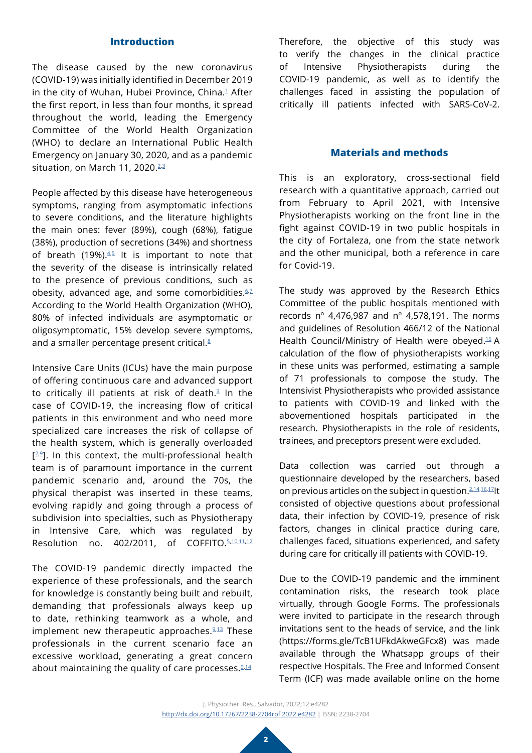## Introduction

The disease caused by the new coronavirus (COVID-19) was initially identified in December 2019 in the city of Wuhan, Hubei Province, China.[1] After the first report, in less than four months, it spread throughout the world, leading the Emergency Committee of the World Health Organization (WHO) to declare an International Public Health Emergency on January 30, 2020, and as a pandemic situation, on March 11, 2020.[2,3]

People affected by this disease have heterogeneous symptoms, ranging from asymptomatic infections to severe conditions, and the literature highlights the main ones: fever (89%), cough (68%), fatigue (38%), production of secretions (34%) and shortness of breath (19%).[4,5] It is important to note that the severity of the disease is intrinsically related to the presence of previous conditions, such as obesity, advanced age, and some comorbidities.[6,7] According to the World Health Organization (WHO), 80% of infected individuals are asymptomatic or oligosymptomatic, 15% develop severe symptoms, and a smaller percentage present critical.[8]

Intensive Care Units (ICUs) have the main purpose of offering continuous care and advanced support to critically ill patients at risk of death.[3] In the case of COVID-19, the increasing flow of critical patients in this environment and who need more specialized care increases the risk of collapse of the health system, which is generally overloaded [2,9]. In this context, the multi-professional health team is of paramount importance in the current pandemic scenario and, around the 70s, the physical therapist was inserted in these teams, evolving rapidly and going through a process of subdivision into specialties, such as Physiotherapy in Intensive Care, which was regulated by Resolution no. 402/2011, of COFFITO.[5,10,11,12]

The COVID-19 pandemic directly impacted the experience of these professionals, and the search for knowledge is constantly being built and rebuilt, demanding that professionals always keep up to date, rethinking teamwork as a whole, and implement new therapeutic approaches.[9,13] These professionals in the current scenario face an excessive workload, generating a great concern about maintaining the quality of care processes.[9,14]

Therefore, the objective of this study was to verify the changes in the clinical practice of Intensive Physiotherapists during the COVID-19 pandemic, as well as to identify the challenges faced in assisting the population of critically ill patients infected with SARS-CoV-2.

## Materials and methods

This is an exploratory, cross-sectional field research with a quantitative approach, carried out from February to April 2021, with Intensive Physiotherapists working on the front line in the fight against COVID-19 in two public hospitals in the city of Fortaleza, one from the state network and the other municipal, both a reference in care for Covid-19.

The study was approved by the Research Ethics Committee of the public hospitals mentioned with records nº 4,476,987 and nº 4,578,191. The norms and guidelines of Resolution 466/12 of the National Health Council/Ministry of Health were obeyed.[15] A calculation of the flow of physiotherapists working in these units was performed, estimating a sample of 71 professionals to compose the study. The Intensivist Physiotherapists who provided assistance to patients with COVID-19 and linked with the abovementioned hospitals participated in the research. Physiotherapists in the role of residents, trainees, and preceptors present were excluded.

Data collection was carried out through a questionnaire developed by the researchers, based on previous articles on the subject in question.[2,14,16,17] It consisted of objective questions about professional data, their infection by COVID-19, presence of risk factors, changes in clinical practice during care, challenges faced, situations experienced, and safety during care for critically ill patients with COVID-19.

Due to the COVID-19 pandemic and the imminent contamination risks, the research took place virtually, through Google Forms. The professionals were invited to participate in the research through invitations sent to the heads of service, and the link (https://forms.gle/TcB1UFkdAkweGFcx8) was made available through the Whatsapp groups of their respective Hospitals. The Free and Informed Consent Term (ICF) was made available online on the home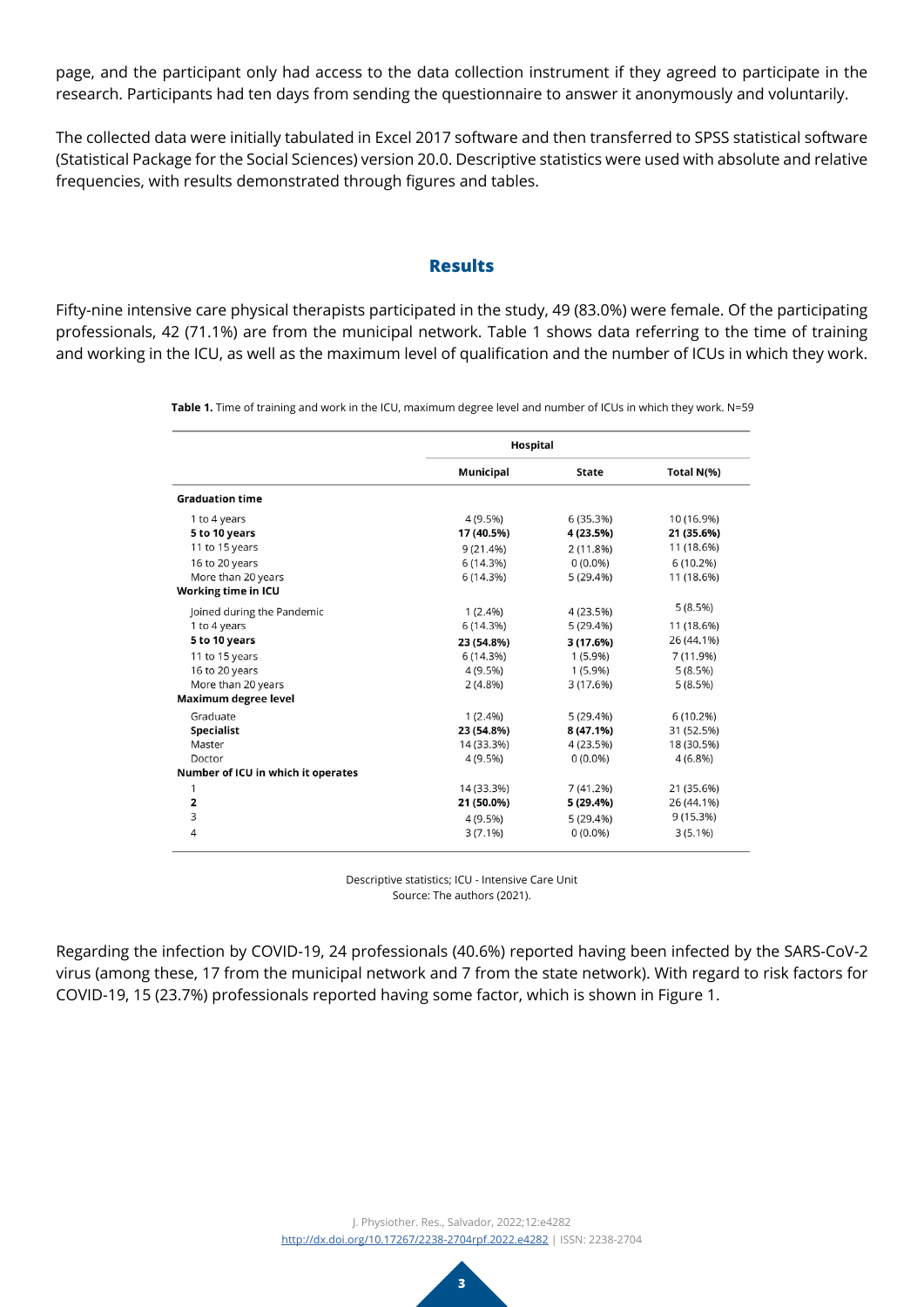page, and the participant only had access to the data collection instrument if they agreed to participate in the research. Participants had ten days from sending the questionnaire to answer it anonymously and voluntarily.

The collected data were initially tabulated in Excel 2017 software and then transferred to SPSS statistical software (Statistical Package for the Social Sciences) version 20.0. Descriptive statistics were used with absolute and relative frequencies, with results demonstrated through figures and tables.

## Results

Fifty-nine intensive care physical therapists participated in the study, 49 (83.0%) were female. Of the participating professionals, 42 (71.1%) are from the municipal network. Table 1 shows data referring to the time of training and working in the ICU, as well as the maximum level of qualification and the number of ICUs in which they work.

**Table 1.** Time of training and work in the ICU, maximum degree level and number of ICUs in which they work. N=59

| | Hospital | | |
|---|---|---|---|
| | **Municipal** | **State** | **Total N(%)** |
| **Graduation time** | | | |
| 1 to 4 years | 4 (9.5%) | 6 (35.3%) | 10 (16.9%) |
| **5 to 10 years** | **17 (40.5%)** | **4 (23.5%)** | **21 (35.6%)** |
| 11 to 15 years | 9 (21.4%) | 2 (11.8%) | 11 (18.6%) |
| 16 to 20 years | 6 (14.3%) | 0 (0.0%) | 6 (10.2%) |
| More than 20 years | 6 (14.3%) | 5 (29.4%) | 11 (18.6%) |
| **Working time in ICU** | | | |
| Joined during the Pandemic | 1 (2.4%) | 4 (23.5%) | 5 (8.5%) |
| 1 to 4 years | 6 (14.3%) | 5 (29.4%) | 11 (18.6%) |
| **5 to 10 years** | **23 (54.8%)** | **3 (17.6%)** | 26 (44.1%) |
| 11 to 15 years | 6 (14.3%) | 1 (5.9%) | 7 (11.9%) |
| 16 to 20 years | 4 (9.5%) | 1 (5.9%) | 5 (8.5%) |
| More than 20 years | 2 (4.8%) | 3 (17.6%) | 5 (8.5%) |
| **Maximum degree level** | | | |
| Graduate | 1 (2.4%) | 5 (29.4%) | 6 (10.2%) |
| **Specialist** | **23 (54.8%)** | **8 (47.1%)** | 31 (52.5%) |
| Master | 14 (33.3%) | 4 (23.5%) | 18 (30.5%) |
| Doctor | 4 (9.5%) | 0 (0.0%) | 4 (6.8%) |
| **Number of ICU in which it operates** | | | |
| 1 | 14 (33.3%) | 7 (41.2%) | 21 (35.6%) |
| **2** | **21 (50.0%)** | **5 (29.4%)** | 26 (44.1%) |
| 3 | 4 (9.5%) | 5 (29.4%) | 9 (15.3%) |
| 4 | 3 (7.1%) | 0 (0.0%) | 3 (5.1%) |

Descriptive statistics; ICU - Intensive Care Unit
Source: The authors (2021).

Regarding the infection by COVID-19, 24 professionals (40.6%) reported having been infected by the SARS-CoV-2 virus (among these, 17 from the municipal network and 7 from the state network). With regard to risk factors for COVID-19, 15 (23.7%) professionals reported having some factor, which is shown in Figure 1.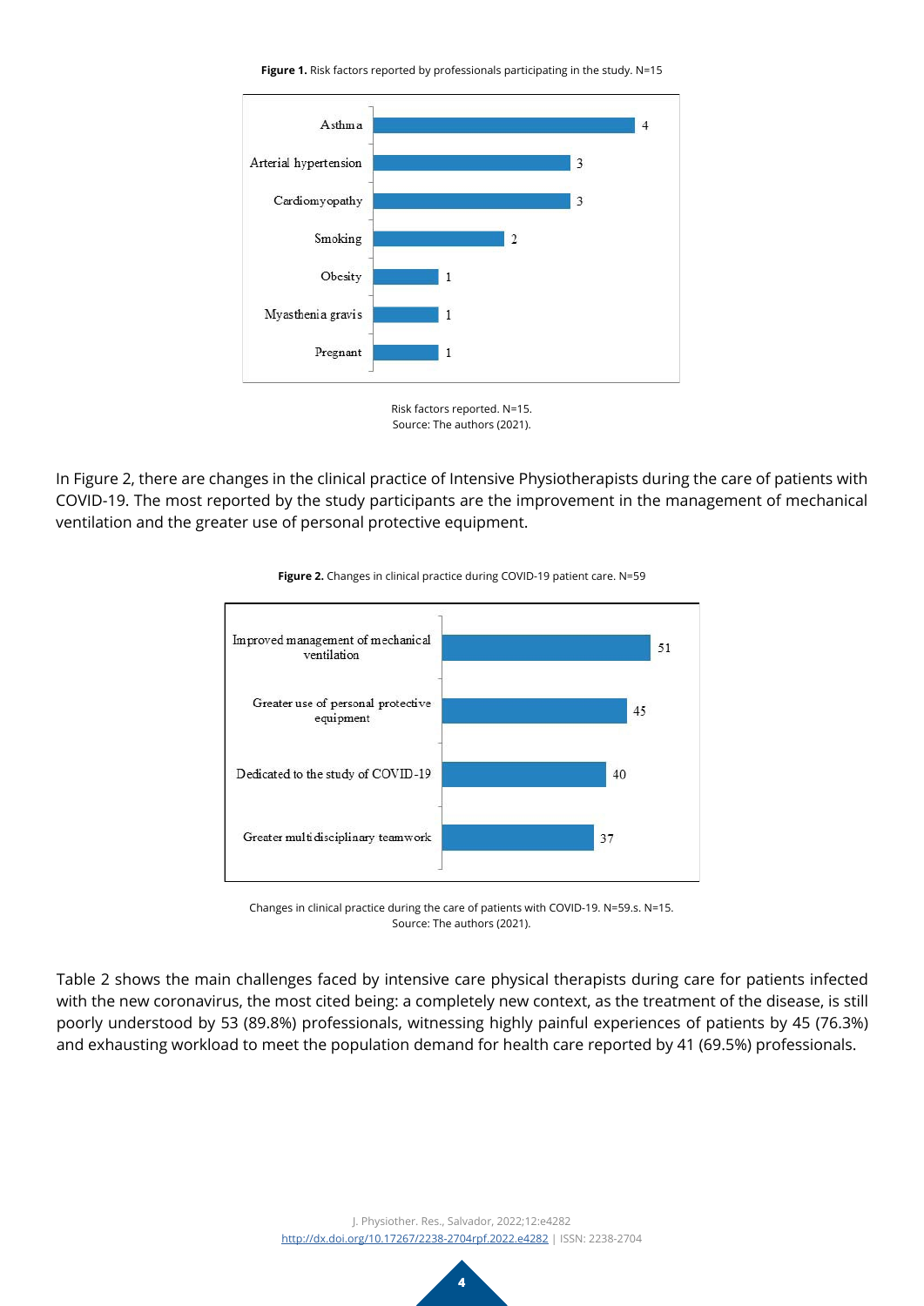**Figure 1.** Risk factors reported by professionals participating in the study. N=15

| Risk factor | n |
|---|---|
| Asthma | 4 |
| Arterial hypertension | 3 |
| Cardiomyopathy | 3 |
| Smoking | 2 |
| Obesity | 1 |
| Myasthenia gravis | 1 |
| Pregnant | 1 |

Risk factors reported. N=15.
Source: The authors (2021).

In Figure 2, there are changes in the clinical practice of Intensive Physiotherapists during the care of patients with COVID-19. The most reported by the study participants are the improvement in the management of mechanical ventilation and the greater use of personal protective equipment.

**Figure 2.** Changes in clinical practice during COVID-19 patient care. N=59

| Change | n |
|---|---|
| Improved management of mechanical ventilation | 51 |
| Greater use of personal protective equipment | 45 |
| Dedicated to the study of COVID-19 | 40 |
| Greater multidisciplinary teamwork | 37 |

Changes in clinical practice during the care of patients with COVID-19. N=59.s. N=15.
Source: The authors (2021).

Table 2 shows the main challenges faced by intensive care physical therapists during care for patients infected with the new coronavirus, the most cited being: a completely new context, as the treatment of the disease, is still poorly understood by 53 (89.8%) professionals, witnessing highly painful experiences of patients by 45 (76.3%) and exhausting workload to meet the population demand for health care reported by 41 (69.5%) professionals.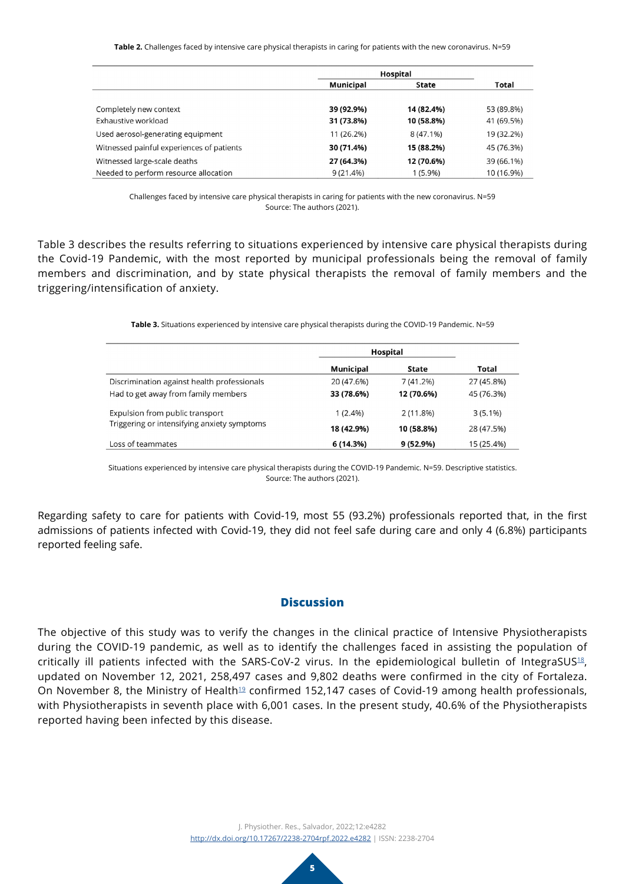**Table 2.** Challenges faced by intensive care physical therapists in caring for patients with the new coronavirus. N=59

| | Hospital | | |
|---|---|---|---|
| | **Municipal** | **State** | **Total** |
| Completely new context | **39 (92.9%)** | **14 (82.4%)** | 53 (89.8%) |
| Exhaustive workload | **31 (73.8%)** | **10 (58.8%)** | 41 (69.5%) |
| Used aerosol-generating equipment | 11 (26.2%) | 8 (47.1%) | 19 (32.2%) |
| Witnessed painful experiences of patients | **30 (71.4%)** | **15 (88.2%)** | 45 (76.3%) |
| Witnessed large-scale deaths | **27 (64.3%)** | **12 (70.6%)** | 39 (66.1%) |
| Needed to perform resource allocation | 9 (21.4%) | 1 (5.9%) | 10 (16.9%) |

Challenges faced by intensive care physical therapists in caring for patients with the new coronavirus. N=59
Source: The authors (2021).

Table 3 describes the results referring to situations experienced by intensive care physical therapists during the Covid-19 Pandemic, with the most reported by municipal professionals being the removal of family members and discrimination, and by state physical therapists the removal of family members and the triggering/intensification of anxiety.

**Table 3.** Situations experienced by intensive care physical therapists during the COVID-19 Pandemic. N=59

| | Hospital | | |
|---|---|---|---|
| | **Municipal** | **State** | **Total** |
| Discrimination against health professionals | 20 (47.6%) | 7 (41.2%) | 27 (45.8%) |
| Had to get away from family members | **33 (78.6%)** | **12 (70.6%)** | 45 (76.3%) |
| Expulsion from public transport | 1 (2.4%) | 2 (11.8%) | 3 (5.1%) |
| Triggering or intensifying anxiety symptoms | **18 (42.9%)** | **10 (58.8%)** | 28 (47.5%) |
| Loss of teammates | **6 (14.3%)** | **9 (52.9%)** | 15 (25.4%) |

Situations experienced by intensive care physical therapists during the COVID-19 Pandemic. N=59. Descriptive statistics.
Source: The authors (2021).

Regarding safety to care for patients with Covid-19, most 55 (93.2%) professionals reported that, in the first admissions of patients infected with Covid-19, they did not feel safe during care and only 4 (6.8%) participants reported feeling safe.

## Discussion

The objective of this study was to verify the changes in the clinical practice of Intensive Physiotherapists during the COVID-19 pandemic, as well as to identify the challenges faced in assisting the population of critically ill patients infected with the SARS-CoV-2 virus. In the epidemiological bulletin of IntegraSUS[18], updated on November 12, 2021, 258,497 cases and 9,802 deaths were confirmed in the city of Fortaleza. On November 8, the Ministry of Health[19] confirmed 152,147 cases of Covid-19 among health professionals, with Physiotherapists in seventh place with 6,001 cases. In the present study, 40.6% of the Physiotherapists reported having been infected by this disease.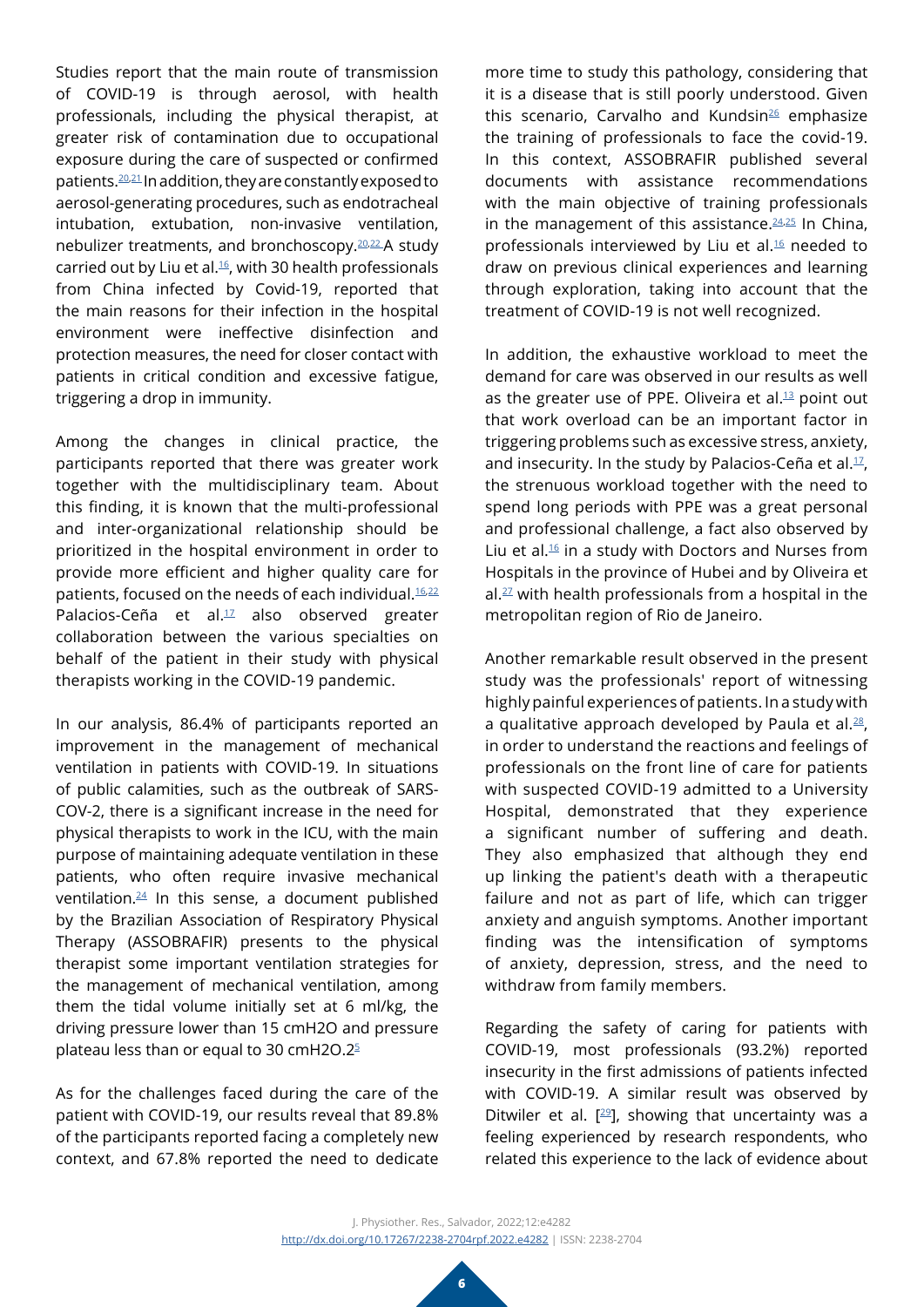Studies report that the main route of transmission of COVID-19 is through aerosol, with health professionals, including the physical therapist, at greater risk of contamination due to occupational exposure during the care of suspected or confirmed patients.[20,21] In addition, they are constantly exposed to aerosol-generating procedures, such as endotracheal intubation, extubation, non-invasive ventilation, nebulizer treatments, and bronchoscopy.[20,22] A study carried out by Liu et al.[16], with 30 health professionals from China infected by Covid-19, reported that the main reasons for their infection in the hospital environment were ineffective disinfection and protection measures, the need for closer contact with patients in critical condition and excessive fatigue, triggering a drop in immunity.

Among the changes in clinical practice, the participants reported that there was greater work together with the multidisciplinary team. About this finding, it is known that the multi-professional and inter-organizational relationship should be prioritized in the hospital environment in order to provide more efficient and higher quality care for patients, focused on the needs of each individual.[16,22] Palacios-Ceña et al.[17] also observed greater collaboration between the various specialties on behalf of the patient in their study with physical therapists working in the COVID-19 pandemic.

In our analysis, 86.4% of participants reported an improvement in the management of mechanical ventilation in patients with COVID-19. In situations of public calamities, such as the outbreak of SARS-COV-2, there is a significant increase in the need for physical therapists to work in the ICU, with the main purpose of maintaining adequate ventilation in these patients, who often require invasive mechanical ventilation.[24] In this sense, a document published by the Brazilian Association of Respiratory Physical Therapy (ASSOBRAFIR) presents to the physical therapist some important ventilation strategies for the management of mechanical ventilation, among them the tidal volume initially set at 6 ml/kg, the driving pressure lower than 15 cmH2O and pressure plateau less than or equal to 30 cmH2O.2[5]

As for the challenges faced during the care of the patient with COVID-19, our results reveal that 89.8% of the participants reported facing a completely new context, and 67.8% reported the need to dedicate more time to study this pathology, considering that it is a disease that is still poorly understood. Given this scenario, Carvalho and Kundsin[26] emphasize the training of professionals to face the covid-19. In this context, ASSOBRAFIR published several documents with assistance recommendations with the main objective of training professionals in the management of this assistance.[24,25] In China, professionals interviewed by Liu et al.[16] needed to draw on previous clinical experiences and learning through exploration, taking into account that the treatment of COVID-19 is not well recognized.

In addition, the exhaustive workload to meet the demand for care was observed in our results as well as the greater use of PPE. Oliveira et al.[13] point out that work overload can be an important factor in triggering problems such as excessive stress, anxiety, and insecurity. In the study by Palacios-Ceña et al.[17], the strenuous workload together with the need to spend long periods with PPE was a great personal and professional challenge, a fact also observed by Liu et al.[16] in a study with Doctors and Nurses from Hospitals in the province of Hubei and by Oliveira et al.[27] with health professionals from a hospital in the metropolitan region of Rio de Janeiro.

Another remarkable result observed in the present study was the professionals' report of witnessing highly painful experiences of patients. In a study with a qualitative approach developed by Paula et al.[28], in order to understand the reactions and feelings of professionals on the front line of care for patients with suspected COVID-19 admitted to a University Hospital, demonstrated that they experience a significant number of suffering and death. They also emphasized that although they end up linking the patient's death with a therapeutic failure and not as part of life, which can trigger anxiety and anguish symptoms. Another important finding was the intensification of symptoms of anxiety, depression, stress, and the need to withdraw from family members.

Regarding the safety of caring for patients with COVID-19, most professionals (93.2%) reported insecurity in the first admissions of patients infected with COVID-19. A similar result was observed by Ditwiler et al. [[29]], showing that uncertainty was a feeling experienced by research respondents, who related this experience to the lack of evidence about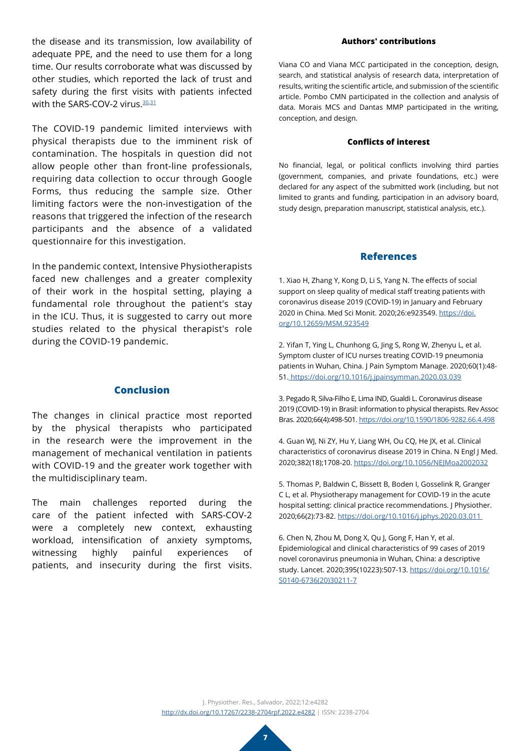the disease and its transmission, low availability of adequate PPE, and the need to use them for a long time. Our results corroborate what was discussed by other studies, which reported the lack of trust and safety during the first visits with patients infected with the SARS-COV-2 virus.[30,31]

The COVID-19 pandemic limited interviews with physical therapists due to the imminent risk of contamination. The hospitals in question did not allow people other than front-line professionals, requiring data collection to occur through Google Forms, thus reducing the sample size. Other limiting factors were the non-investigation of the reasons that triggered the infection of the research participants and the absence of a validated questionnaire for this investigation.

In the pandemic context, Intensive Physiotherapists faced new challenges and a greater complexity of their work in the hospital setting, playing a fundamental role throughout the patient's stay in the ICU. Thus, it is suggested to carry out more studies related to the physical therapist's role during the COVID-19 pandemic.

## Conclusion

The changes in clinical practice most reported by the physical therapists who participated in the research were the improvement in the management of mechanical ventilation in patients with COVID-19 and the greater work together with the multidisciplinary team.

The main challenges reported during the care of the patient infected with SARS-COV-2 were a completely new context, exhausting workload, intensification of anxiety symptoms, witnessing highly painful experiences of patients, and insecurity during the first visits.

**Authors' contributions**

Viana CO and Viana MCC participated in the conception, design, search, and statistical analysis of research data, interpretation of results, writing the scientific article, and submission of the scientific article. Pombo CMN participated in the collection and analysis of data. Morais MCS and Dantas MMP participated in the writing, conception, and design.

**Conflicts of interest**

No financial, legal, or political conflicts involving third parties (government, companies, and private foundations, etc.) were declared for any aspect of the submitted work (including, but not limited to grants and funding, participation in an advisory board, study design, preparation manuscript, statistical analysis, etc.).

## References

1. Xiao H, Zhang Y, Kong D, Li S, Yang N. The effects of social support on sleep quality of medical staff treating patients with coronavirus disease 2019 (COVID-19) in January and February 2020 in China. Med Sci Monit. 2020;26:e923549. https://doi.org/10.12659/MSM.923549

2. Yifan T, Ying L, Chunhong G, Jing S, Rong W, Zhenyu L, et al. Symptom cluster of ICU nurses treating COVID-19 pneumonia patients in Wuhan, China. J Pain Symptom Manage. 2020;60(1):48-51. https://doi.org/10.1016/j.jpainsymman.2020.03.039

3. Pegado R, Silva-Filho E, Lima IND, Gualdi L. Coronavirus disease 2019 (COVID-19) in Brasil: information to physical therapists. Rev Assoc Bras. 2020;66(4):498-501. https://doi.org/10.1590/1806-9282.66.4.498

4. Guan WJ, Ni ZY, Hu Y, Liang WH, Ou CQ, He JX, et al. Clinical characteristics of coronavirus disease 2019 in China. N Engl J Med. 2020;382(18);1708-20. https://doi.org/10.1056/NEJMoa2002032

5. Thomas P, Baldwin C, Bissett B, Boden I, Gosselink R, Granger C L, et al. Physiotherapy management for COVID-19 in the acute hospital setting: clinical practice recommendations. J Physiother. 2020;66(2):73-82. https://doi.org/10.1016/j.jphys.2020.03.011

6. Chen N, Zhou M, Dong X, Qu J, Gong F, Han Y, et al. Epidemiological and clinical characteristics of 99 cases of 2019 novel coronavirus pneumonia in Wuhan, China: a descriptive study. Lancet. 2020;395(10223):507-13. https://doi.org/10.1016/S0140-6736(20)30211-7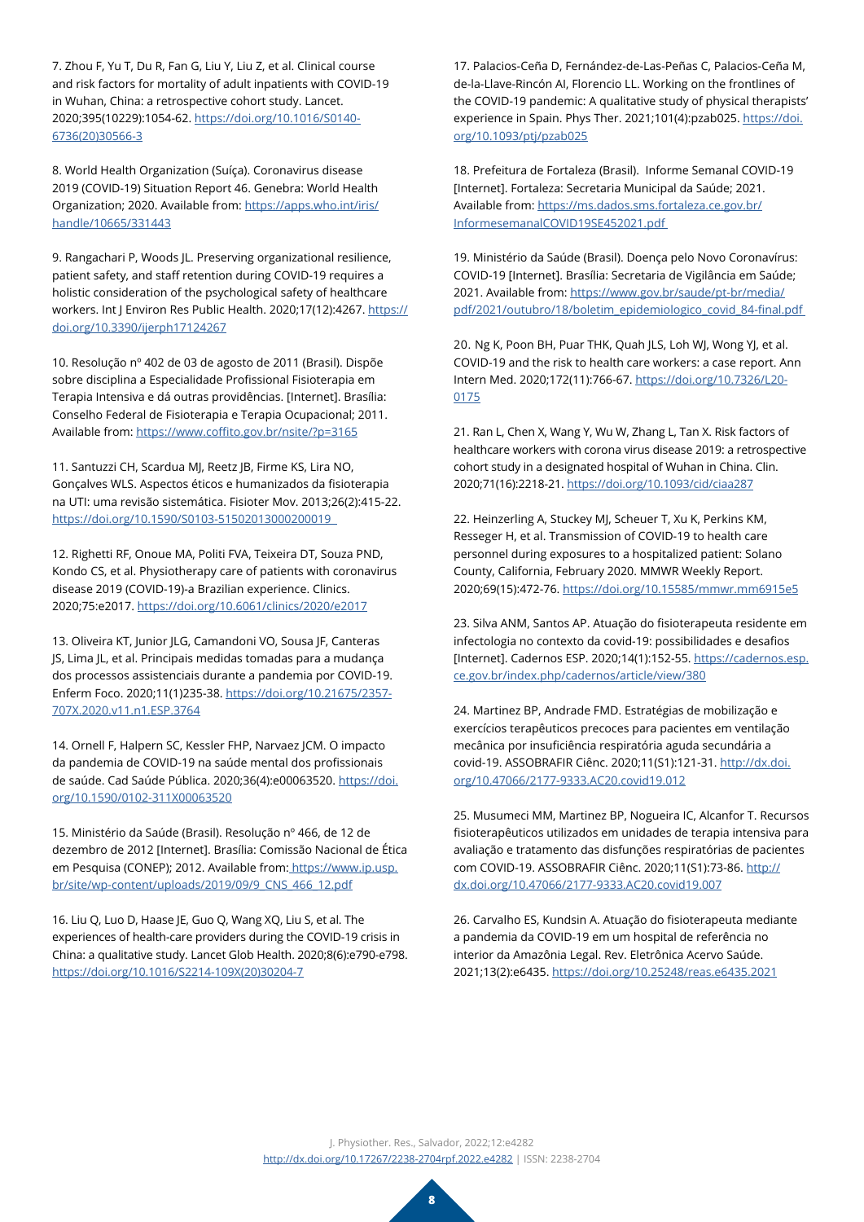7. Zhou F, Yu T, Du R, Fan G, Liu Y, Liu Z, et al. Clinical course and risk factors for mortality of adult inpatients with COVID-19 in Wuhan, China: a retrospective cohort study. Lancet. 2020;395(10229):1054-62. https://doi.org/10.1016/S0140-6736(20)30566-3

8. World Health Organization (Suíça). Coronavirus disease 2019 (COVID-19) Situation Report 46. Genebra: World Health Organization; 2020. Available from: https://apps.who.int/iris/handle/10665/331443

9. Rangachari P, Woods JL. Preserving organizational resilience, patient safety, and staff retention during COVID-19 requires a holistic consideration of the psychological safety of healthcare workers. Int J Environ Res Public Health. 2020;17(12):4267. https://doi.org/10.3390/ijerph17124267

10. Resolução nº 402 de 03 de agosto de 2011 (Brasil). Dispõe sobre disciplina a Especialidade Profissional Fisioterapia em Terapia Intensiva e dá outras providências. [Internet]. Brasília: Conselho Federal de Fisioterapia e Terapia Ocupacional; 2011. Available from: https://www.coffito.gov.br/nsite/?p=3165

11. Santuzzi CH, Scardua MJ, Reetz JB, Firme KS, Lira NO, Gonçalves WLS. Aspectos éticos e humanizados da fisioterapia na UTI: uma revisão sistemática. Fisioter Mov. 2013;26(2):415-22. https://doi.org/10.1590/S0103-51502013000200019

12. Righetti RF, Onoue MA, Politi FVA, Teixeira DT, Souza PND, Kondo CS, et al. Physiotherapy care of patients with coronavirus disease 2019 (COVID-19)-a Brazilian experience. Clinics. 2020;75:e2017. https://doi.org/10.6061/clinics/2020/e2017

13. Oliveira KT, Junior JLG, Camandoni VO, Sousa JF, Canteras JS, Lima JL, et al. Principais medidas tomadas para a mudança dos processos assistenciais durante a pandemia por COVID-19. Enferm Foco. 2020;11(1)235-38. https://doi.org/10.21675/2357-707X.2020.v11.n1.ESP.3764

14. Ornell F, Halpern SC, Kessler FHP, Narvaez JCM. O impacto da pandemia de COVID-19 na saúde mental dos profissionais de saúde. Cad Saúde Pública. 2020;36(4):e00063520. https://doi.org/10.1590/0102-311X00063520

15. Ministério da Saúde (Brasil). Resolução nº 466, de 12 de dezembro de 2012 [Internet]. Brasília: Comissão Nacional de Ética em Pesquisa (CONEP); 2012. Available from: https://www.ip.usp.br/site/wp-content/uploads/2019/09/9_CNS_466_12.pdf

16. Liu Q, Luo D, Haase JE, Guo Q, Wang XQ, Liu S, et al. The experiences of health-care providers during the COVID-19 crisis in China: a qualitative study. Lancet Glob Health. 2020;8(6):e790-e798. https://doi.org/10.1016/S2214-109X(20)30204-7

17. Palacios-Ceña D, Fernández-de-Las-Peñas C, Palacios-Ceña M, de-la-Llave-Rincón AI, Florencio LL. Working on the frontlines of the COVID-19 pandemic: A qualitative study of physical therapists' experience in Spain. Phys Ther. 2021;101(4):pzab025. https://doi.org/10.1093/ptj/pzab025

18. Prefeitura de Fortaleza (Brasil). Informe Semanal COVID-19 [Internet]. Fortaleza: Secretaria Municipal da Saúde; 2021. Available from: https://ms.dados.sms.fortaleza.ce.gov.br/InformesemanalCOVID19SE452021.pdf

19. Ministério da Saúde (Brasil). Doença pelo Novo Coronavírus: COVID-19 [Internet]. Brasília: Secretaria de Vigilância em Saúde; 2021. Available from: https://www.gov.br/saude/pt-br/media/pdf/2021/outubro/18/boletim_epidemiologico_covid_84-final.pdf

20. Ng K, Poon BH, Puar THK, Quah JLS, Loh WJ, Wong YJ, et al. COVID-19 and the risk to health care workers: a case report. Ann Intern Med. 2020;172(11):766-67. https://doi.org/10.7326/L20-0175

21. Ran L, Chen X, Wang Y, Wu W, Zhang L, Tan X. Risk factors of healthcare workers with corona virus disease 2019: a retrospective cohort study in a designated hospital of Wuhan in China. Clin. 2020;71(16):2218-21. https://doi.org/10.1093/cid/ciaa287

22. Heinzerling A, Stuckey MJ, Scheuer T, Xu K, Perkins KM, Resseger H, et al. Transmission of COVID-19 to health care personnel during exposures to a hospitalized patient: Solano County, California, February 2020. MMWR Weekly Report. 2020;69(15):472-76. https://doi.org/10.15585/mmwr.mm6915e5

23. Silva ANM, Santos AP. Atuação do fisioterapeuta residente em infectologia no contexto da covid-19: possibilidades e desafios [Internet]. Cadernos ESP. 2020;14(1):152-55. https://cadernos.esp.ce.gov.br/index.php/cadernos/article/view/380

24. Martinez BP, Andrade FMD. Estratégias de mobilização e exercícios terapêuticos precoces para pacientes em ventilação mecânica por insuficiência respiratória aguda secundária a covid-19. ASSOBRAFIR Ciênc. 2020;11(S1):121-31. http://dx.doi.org/10.47066/2177-9333.AC20.covid19.012

25. Musumeci MM, Martinez BP, Nogueira IC, Alcanfor T. Recursos fisioterapêuticos utilizados em unidades de terapia intensiva para avaliação e tratamento das disfunções respiratórias de pacientes com COVID-19. ASSOBRAFIR Ciênc. 2020;11(S1):73-86. http://dx.doi.org/10.47066/2177-9333.AC20.covid19.007

26. Carvalho ES, Kundsin A. Atuação do fisioterapeuta mediante a pandemia da COVID-19 em um hospital de referência no interior da Amazônia Legal. Rev. Eletrônica Acervo Saúde. 2021;13(2):e6435. https://doi.org/10.25248/reas.e6435.2021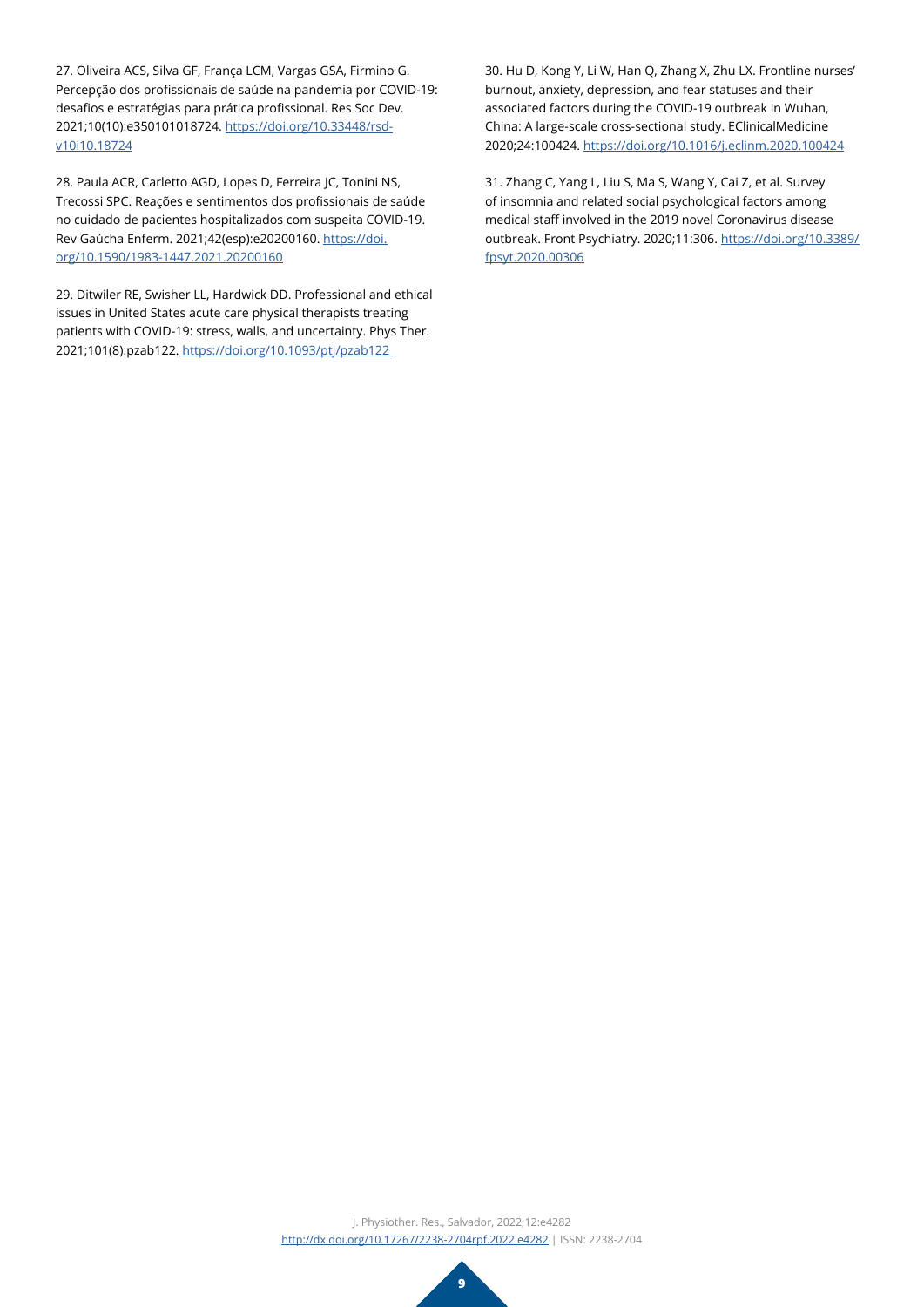27. Oliveira ACS, Silva GF, França LCM, Vargas GSA, Firmino G. Percepção dos profissionais de saúde na pandemia por COVID-19: desafios e estratégias para prática profissional. Res Soc Dev. 2021;10(10):e350101018724. https://doi.org/10.33448/rsd-v10i10.18724

28. Paula ACR, Carletto AGD, Lopes D, Ferreira JC, Tonini NS, Trecossi SPC. Reações e sentimentos dos profissionais de saúde no cuidado de pacientes hospitalizados com suspeita COVID-19. Rev Gaúcha Enferm. 2021;42(esp):e20200160. https://doi.org/10.1590/1983-1447.2021.20200160

29. Ditwiler RE, Swisher LL, Hardwick DD. Professional and ethical issues in United States acute care physical therapists treating patients with COVID-19: stress, walls, and uncertainty. Phys Ther. 2021;101(8):pzab122. https://doi.org/10.1093/ptj/pzab122

30. Hu D, Kong Y, Li W, Han Q, Zhang X, Zhu LX. Frontline nurses' burnout, anxiety, depression, and fear statuses and their associated factors during the COVID-19 outbreak in Wuhan, China: A large-scale cross-sectional study. EClinicalMedicine 2020;24:100424. https://doi.org/10.1016/j.eclinm.2020.100424

31. Zhang C, Yang L, Liu S, Ma S, Wang Y, Cai Z, et al. Survey of insomnia and related social psychological factors among medical staff involved in the 2019 novel Coronavirus disease outbreak. Front Psychiatry. 2020;11:306. https://doi.org/10.3389/fpsyt.2020.00306